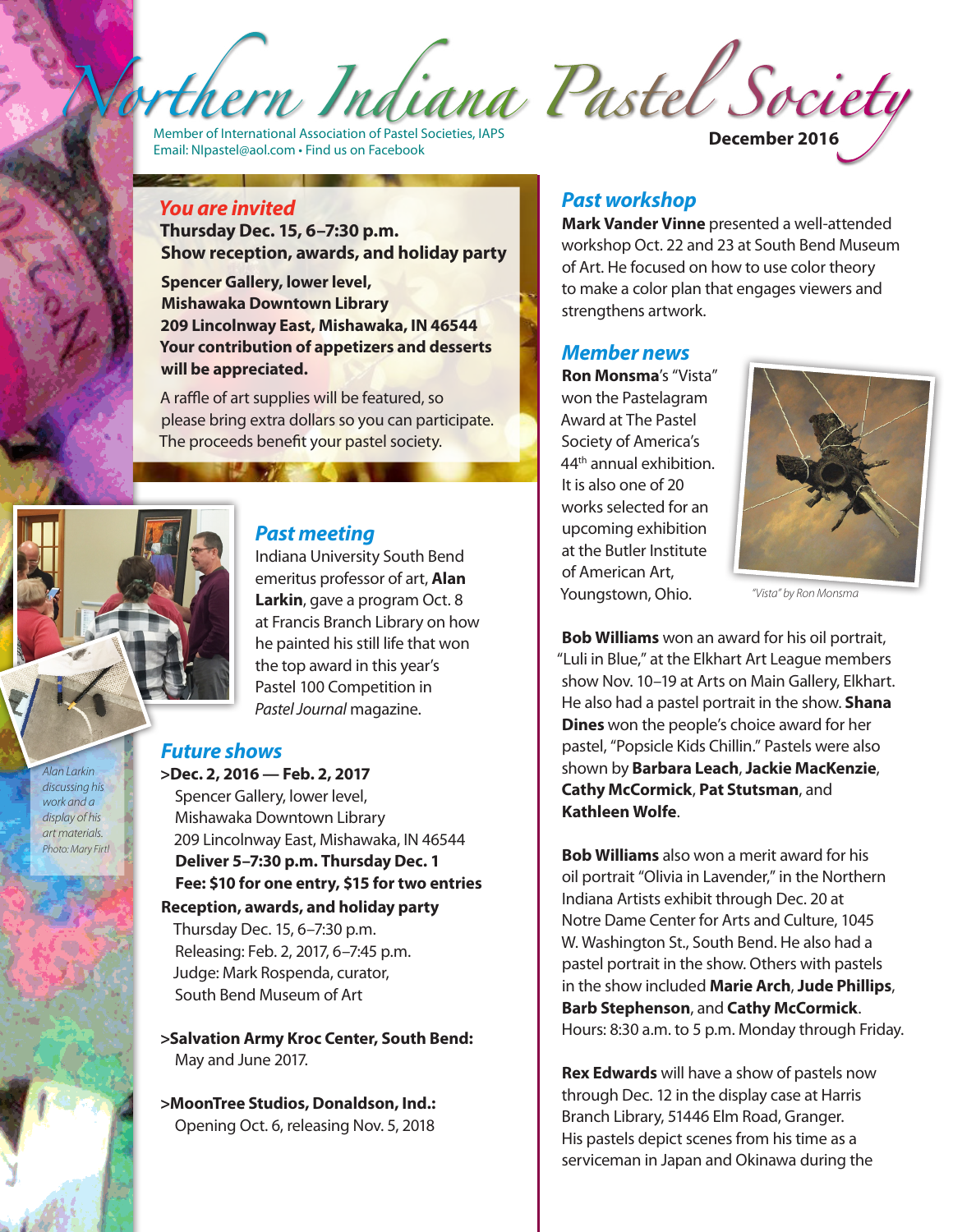# Northern Indiana Pastel Society

Member of International Association of Pastel Societies, IAPS
Email: NIpastel@aol.com • Find us on Facebook

**December 2016**

## *You are invited*

**Thursday Dec. 15, 6–7:30 p.m.**
**Show reception, awards, and holiday party**

**Spencer Gallery, lower level,**
**Mishawaka Downtown Library**
**209 Lincolnway East, Mishawaka, IN 46544**
**Your contribution of appetizers and desserts will be appreciated.**

A raffle of art supplies will be featured, so please bring extra dollars so you can participate. The proceeds benefit your pastel society.

*Alan Larkin discussing his work and a display of his art materials. Photo: Mary Firtl*

## *Past meeting*

Indiana University South Bend emeritus professor of art, **Alan Larkin**, gave a program Oct. 8 at Francis Branch Library on how he painted his still life that won the top award in this year's Pastel 100 Competition in *Pastel Journal* magazine.

## *Future shows*

**>Dec. 2, 2016 — Feb. 2, 2017**
Spencer Gallery, lower level,
Mishawaka Downtown Library
209 Lincolnway East, Mishawaka, IN 46544
**Deliver 5–7:30 p.m. Thursday Dec. 1**
**Fee: $10 for one entry, $15 for two entries**
**Reception, awards, and holiday party**
Thursday Dec. 15, 6–7:30 p.m.
Releasing: Feb. 2, 2017, 6–7:45 p.m.
Judge: Mark Rospenda, curator,
South Bend Museum of Art

**>Salvation Army Kroc Center, South Bend:**
May and June 2017.

**>MoonTree Studios, Donaldson, Ind.:**
Opening Oct. 6, releasing Nov. 5, 2018

## *Past workshop*

**Mark Vander Vinne** presented a well-attended workshop Oct. 22 and 23 at South Bend Museum of Art. He focused on how to use color theory to make a color plan that engages viewers and strengthens artwork.

## *Member news*

**Ron Monsma**'s "Vista" won the Pastelagram Award at The Pastel Society of America's 44th annual exhibition. It is also one of 20 works selected for an upcoming exhibition at the Butler Institute of American Art, Youngstown, Ohio.

*"Vista" by Ron Monsma*

**Bob Williams** won an award for his oil portrait, "Luli in Blue," at the Elkhart Art League members show Nov. 10–19 at Arts on Main Gallery, Elkhart. He also had a pastel portrait in the show. **Shana Dines** won the people's choice award for her pastel, "Popsicle Kids Chillin." Pastels were also shown by **Barbara Leach**, **Jackie MacKenzie**, **Cathy McCormick**, **Pat Stutsman**, and **Kathleen Wolfe**.

**Bob Williams** also won a merit award for his oil portrait "Olivia in Lavender," in the Northern Indiana Artists exhibit through Dec. 20 at Notre Dame Center for Arts and Culture, 1045 W. Washington St., South Bend. He also had a pastel portrait in the show. Others with pastels in the show included **Marie Arch**, **Jude Phillips**, **Barb Stephenson**, and **Cathy McCormick**. Hours: 8:30 a.m. to 5 p.m. Monday through Friday.

**Rex Edwards** will have a show of pastels now through Dec. 12 in the display case at Harris Branch Library, 51446 Elm Road, Granger. His pastels depict scenes from his time as a serviceman in Japan and Okinawa during the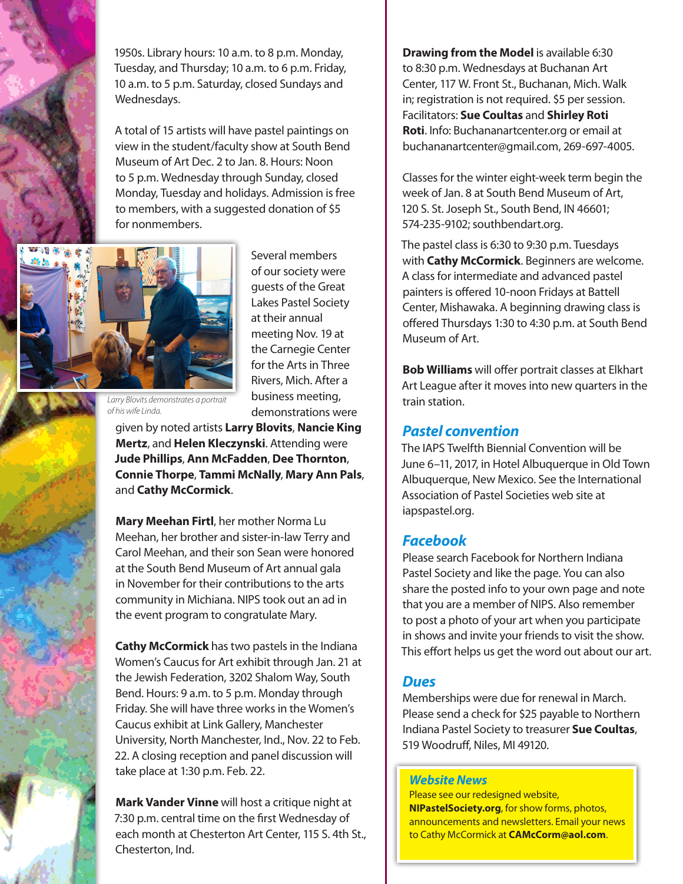1950s. Library hours: 10 a.m. to 8 p.m. Monday, Tuesday, and Thursday; 10 a.m. to 6 p.m. Friday, 10 a.m. to 5 p.m. Saturday, closed Sundays and Wednesdays.

A total of 15 artists will have pastel paintings on view in the student/faculty show at South Bend Museum of Art Dec. 2 to Jan. 8. Hours: Noon to 5 p.m. Wednesday through Sunday, closed Monday, Tuesday and holidays. Admission is free to members, with a suggested donation of $5 for nonmembers.

Larry Blovits demonstrates a portrait of his wife Linda.

Several members of our society were guests of the Great Lakes Pastel Society at their annual meeting Nov. 19 at the Carnegie Center for the Arts in Three Rivers, Mich. After a business meeting, demonstrations were given by noted artists **Larry Blovits**, **Nancie King Mertz**, and **Helen Kleczynski**. Attending were **Jude Phillips**, **Ann McFadden**, **Dee Thornton**, **Connie Thorpe**, **Tammi McNally**, **Mary Ann Pals**, and **Cathy McCormick**.

**Mary Meehan Firtl**, her mother Norma Lu Meehan, her brother and sister-in-law Terry and Carol Meehan, and their son Sean were honored at the South Bend Museum of Art annual gala in November for their contributions to the arts community in Michiana. NIPS took out an ad in the event program to congratulate Mary.

**Cathy McCormick** has two pastels in the Indiana Women's Caucus for Art exhibit through Jan. 21 at the Jewish Federation, 3202 Shalom Way, South Bend. Hours: 9 a.m. to 5 p.m. Monday through Friday. She will have three works in the Women's Caucus exhibit at Link Gallery, Manchester University, North Manchester, Ind., Nov. 22 to Feb. 22. A closing reception and panel discussion will take place at 1:30 p.m. Feb. 22.

**Mark Vander Vinne** will host a critique night at 7:30 p.m. central time on the first Wednesday of each month at Chesterton Art Center, 115 S. 4th St., Chesterton, Ind.

**Drawing from the Model** is available 6:30 to 8:30 p.m. Wednesdays at Buchanan Art Center, 117 W. Front St., Buchanan, Mich. Walk in; registration is not required. $5 per session. Facilitators: **Sue Coultas** and **Shirley Roti Roti**. Info: Buchananartcenter.org or email at buchananartcenter@gmail.com, 269-697-4005.

Classes for the winter eight-week term begin the week of Jan. 8 at South Bend Museum of Art, 120 S. St. Joseph St., South Bend, IN 46601; 574-235-9102; southbendart.org.

The pastel class is 6:30 to 9:30 p.m. Tuesdays with **Cathy McCormick**. Beginners are welcome. A class for intermediate and advanced pastel painters is offered 10-noon Fridays at Battell Center, Mishawaka. A beginning drawing class is offered Thursdays 1:30 to 4:30 p.m. at South Bend Museum of Art.

**Bob Williams** will offer portrait classes at Elkhart Art League after it moves into new quarters in the train station.

## *Pastel convention*

The IAPS Twelfth Biennial Convention will be June 6–11, 2017, in Hotel Albuquerque in Old Town Albuquerque, New Mexico. See the International Association of Pastel Societies web site at iapspastel.org.

## *Facebook*

Please search Facebook for Northern Indiana Pastel Society and like the page. You can also share the posted info to your own page and note that you are a member of NIPS. Also remember to post a photo of your art when you participate in shows and invite your friends to visit the show. This effort helps us get the word out about our art.

## *Dues*

Memberships were due for renewal in March. Please send a check for $25 payable to Northern Indiana Pastel Society to treasurer **Sue Coultas**, 519 Woodruff, Niles, MI 49120.

### *Website News*

Please see our redesigned website, **NIPastelSociety.org**, for show forms, photos, announcements and newsletters. Email your news to Cathy McCormick at **CAMcCorm@aol.com**.